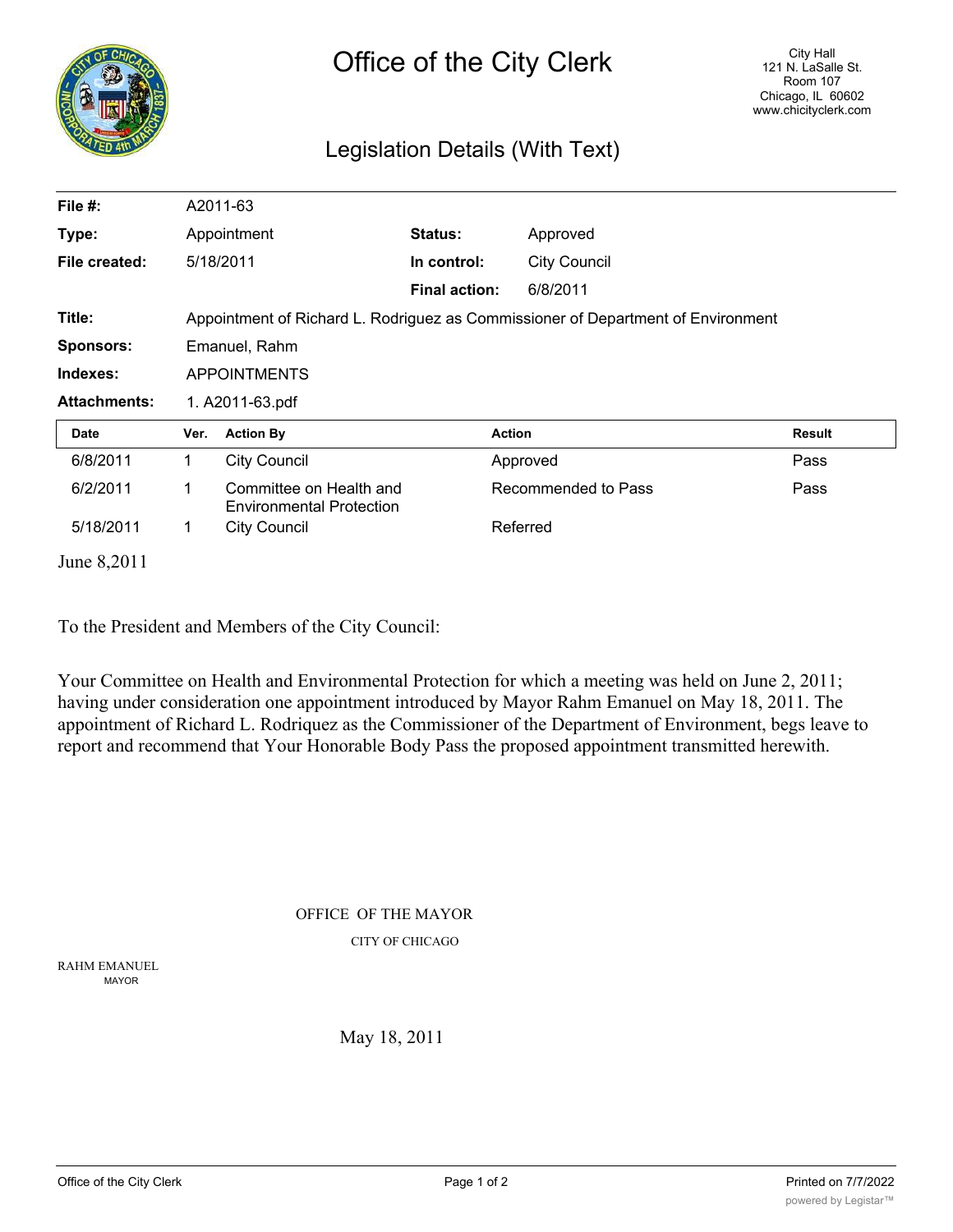# Office of the City Clerk

City Hall
121 N. LaSalle St.
Room 107
Chicago, IL 60602
www.chicityclerk.com

## Legislation Details (With Text)

| | | | |
|---|---|---|---|
| **File #:** | A2011-63 | | |
| **Type:** | Appointment | **Status:** | Approved |
| **File created:** | 5/18/2011 | **In control:** | City Council |
| | | **Final action:** | 6/8/2011 |
| **Title:** | Appointment of Richard L. Rodriguez as Commissioner of Department of Environment | | |
| **Sponsors:** | Emanuel, Rahm | | |
| **Indexes:** | APPOINTMENTS | | |
| **Attachments:** | 1. A2011-63.pdf | | |

| Date | Ver. | Action By | Action | Result |
|---|---|---|---|---|
| 6/8/2011 | 1 | City Council | Approved | Pass |
| 6/2/2011 | 1 | Committee on Health and Environmental Protection | Recommended to Pass | Pass |
| 5/18/2011 | 1 | City Council | Referred | |

June 8,2011

To the President and Members of the City Council:

Your Committee on Health and Environmental Protection for which a meeting was held on June 2, 2011; having under consideration one appointment introduced by Mayor Rahm Emanuel on May 18, 2011. The appointment of Richard L. Rodriquez as the Commissioner of the Department of Environment, begs leave to report and recommend that Your Honorable Body Pass the proposed appointment transmitted herewith.

OFFICE OF THE MAYOR

CITY OF CHICAGO

RAHM EMANUEL
MAYOR

May 18, 2011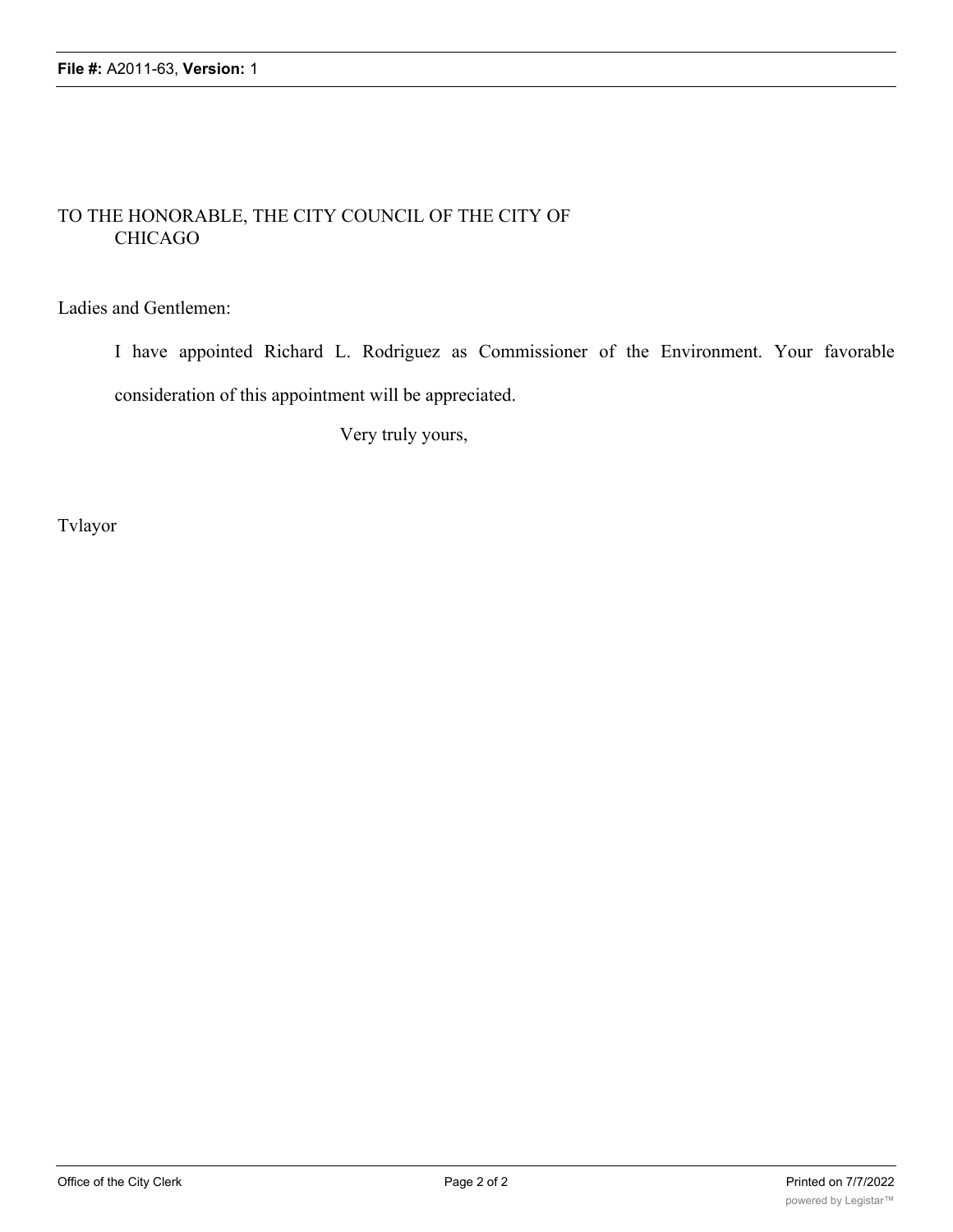TO THE HONORABLE, THE CITY COUNCIL OF THE CITY OF CHICAGO

Ladies and Gentlemen:

I have appointed Richard L. Rodriguez as Commissioner of the Environment. Your favorable consideration of this appointment will be appreciated.

Very truly yours,

Tvlayor